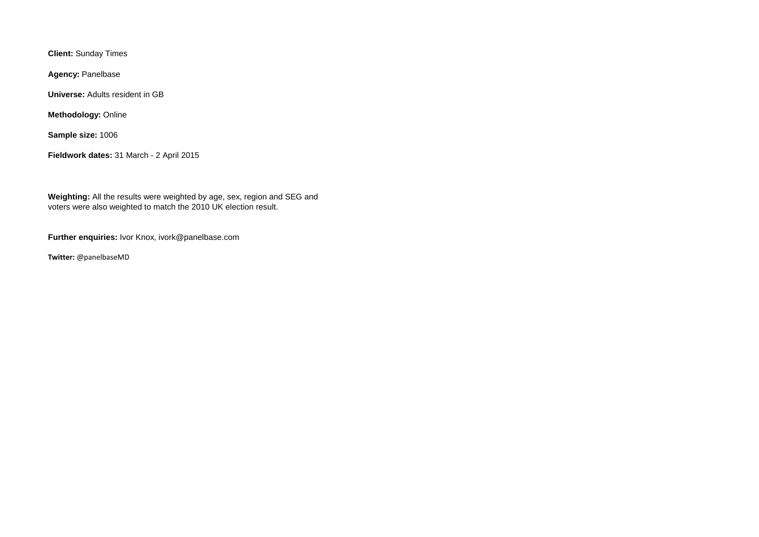**Client:** Sunday Times

**Agency:** Panelbase

**Universe:** Adults resident in GB

**Methodology:** Online

**Sample size:** 1006

**Fieldwork dates:** 31 March - 2 April 2015

**Weighting:** All the results were weighted by age, sex, region and SEG and voters were also weighted to match the 2010 UK election result.

**Further enquiries:** Ivor Knox, ivork@panelbase.com

**Twitter:** @panelbaseMD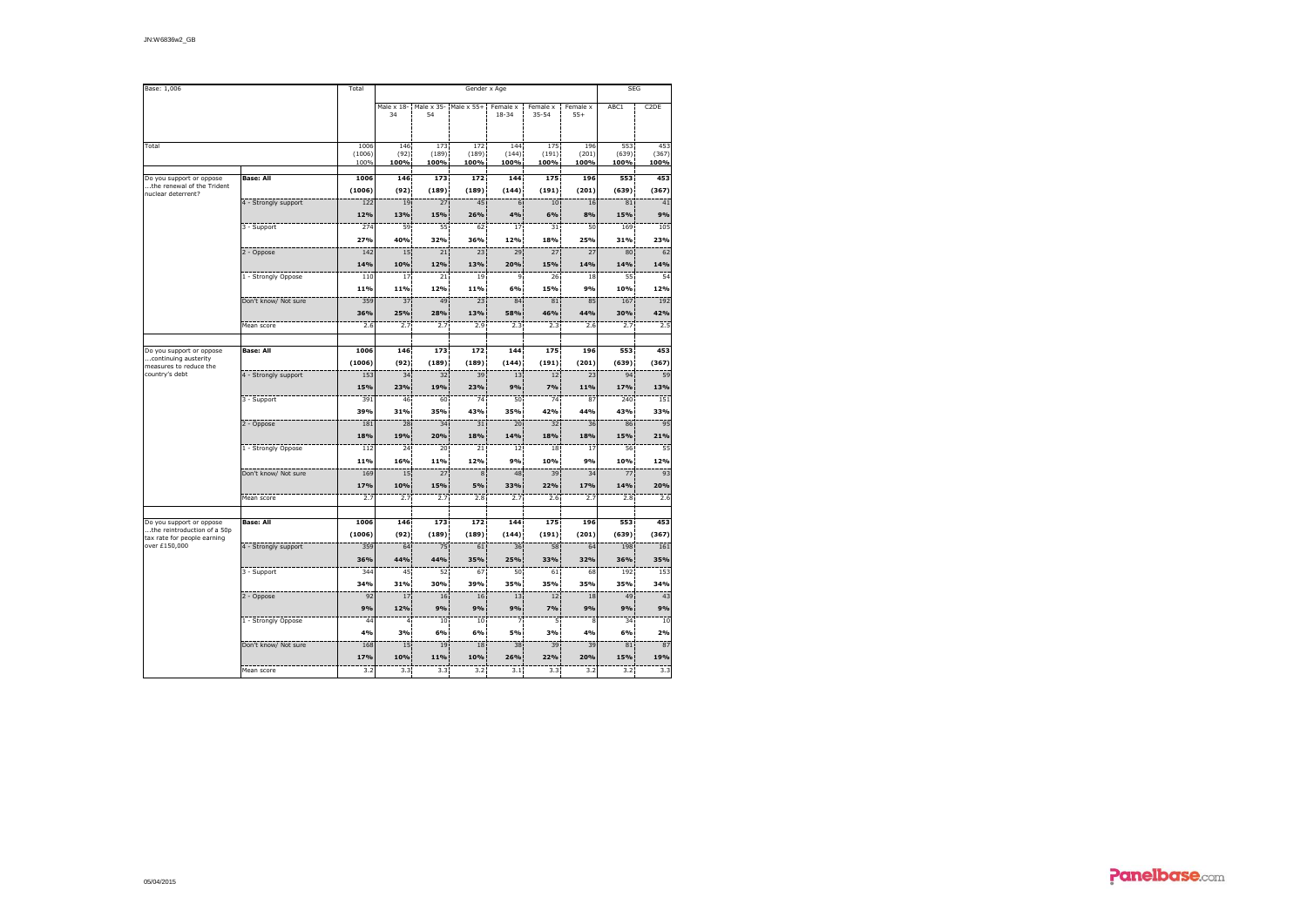| Base: 1,006 | | Total | Gender x Age | | | | | | SEG | |
|---|---|---|---|---|---|---|---|---|---|---|
| | | | Male x 18-34 | Male x 35-54 | Male x 55+ | Female x 18-34 | Female x 35-54 | Female x 55+ | ABC1 | C2DE |
| Total | | 1006 | 146 | 173 | 172 | 144 | 175 | 196 | 553 | 453 |
| | | (1006) | (92) | (189) | (189) | (144) | (191) | (201) | (639) | (367) |
| | | 100% | 100% | 100% | 100% | 100% | 100% | 100% | 100% | 100% |
| Do you support or oppose ...the renewal of the Trident nuclear deterrent? | **Base: All** | **1006** | **146** | **173** | **172** | **144** | **175** | **196** | **553** | **453** |
| | | **(1006)** | **(92)** | **(189)** | **(189)** | **(144)** | **(191)** | **(201)** | **(639)** | **(367)** |
| | 4 - Strongly support | 122 | 19 | 27 | 45 | 6 | 10 | 16 | 81 | 41 |
| | | **12%** | **13%** | **15%** | **26%** | **4%** | **6%** | **8%** | **15%** | **9%** |
| | 3 - Support | 274 | 59 | 55 | 62 | 17 | 31 | 50 | 169 | 105 |
| | | **27%** | **40%** | **32%** | **36%** | **12%** | **18%** | **25%** | **31%** | **23%** |
| | 2 - Oppose | 142 | 15 | 21 | 23 | 29 | 27 | 27 | 80 | 62 |
| | | **14%** | **10%** | **12%** | **13%** | **20%** | **15%** | **14%** | **14%** | **14%** |
| | 1 - Strongly Oppose | 110 | 17 | 21 | 19 | 9 | 26 | 18 | 55 | 54 |
| | | **11%** | **11%** | **12%** | **11%** | **6%** | **15%** | **9%** | **10%** | **12%** |
| | Don't know/ Not sure | 359 | 37 | 49 | 23 | 84 | 81 | 85 | 167 | 192 |
| | | **36%** | **25%** | **28%** | **13%** | **58%** | **46%** | **44%** | **30%** | **42%** |
| | Mean score | 2.6 | 2.7 | 2.7 | 2.9 | 2.3 | 2.3 | 2.6 | 2.7 | 2.5 |
| Do you support or oppose ...continuing austerity measures to reduce the country's debt | **Base: All** | **1006** | **146** | **173** | **172** | **144** | **175** | **196** | **553** | **453** |
| | | **(1006)** | **(92)** | **(189)** | **(189)** | **(144)** | **(191)** | **(201)** | **(639)** | **(367)** |
| | 4 - Strongly support | 153 | 34 | 32 | 39 | 13 | 12 | 23 | 94 | 59 |
| | | **15%** | **23%** | **19%** | **23%** | **9%** | **7%** | **11%** | **17%** | **13%** |
| | 3 - Support | 391 | 46 | 60 | 74 | 50 | 74 | 87 | 240 | 151 |
| | | **39%** | **31%** | **35%** | **43%** | **35%** | **42%** | **44%** | **43%** | **33%** |
| | 2 - Oppose | 181 | 28 | 34 | 31 | 20 | 32 | 36 | 86 | 95 |
| | | **18%** | **19%** | **20%** | **18%** | **14%** | **18%** | **18%** | **15%** | **21%** |
| | 1 - Strongly Oppose | 112 | 24 | 20 | 21 | 12 | 18 | 17 | 56 | 55 |
| | | **11%** | **16%** | **11%** | **12%** | **9%** | **10%** | **9%** | **10%** | **12%** |
| | Don't know/ Not sure | 169 | 15 | 27 | 8 | 48 | 39 | 34 | 77 | 93 |
| | | **17%** | **10%** | **15%** | **5%** | **33%** | **22%** | **17%** | **14%** | **20%** |
| | Mean score | 2.7 | 2.7 | 2.7 | 2.8 | 2.7 | 2.6 | 2.7 | 2.8 | 2.6 |
| Do you support or oppose ...the reintroduction of a 50p tax rate for people earning over £150,000 | **Base: All** | **1006** | **146** | **173** | **172** | **144** | **175** | **196** | **553** | **453** |
| | | **(1006)** | **(92)** | **(189)** | **(189)** | **(144)** | **(191)** | **(201)** | **(639)** | **(367)** |
| | 4 - Strongly support | 359 | 64 | 75 | 61 | 36 | 58 | 64 | 198 | 161 |
| | | **36%** | **44%** | **44%** | **35%** | **25%** | **33%** | **32%** | **36%** | **35%** |
| | 3 - Support | 344 | 45 | 52 | 67 | 50 | 61 | 68 | 192 | 153 |
| | | **34%** | **31%** | **30%** | **39%** | **35%** | **35%** | **35%** | **35%** | **34%** |
| | 2 - Oppose | 92 | 17 | 16 | 16 | 13 | 12 | 18 | 49 | 43 |
| | | **9%** | **12%** | **9%** | **9%** | **9%** | **7%** | **9%** | **9%** | **9%** |
| | 1 - Strongly Oppose | 44 | 4 | 10 | 10 | 7 | 5 | 8 | 34 | 10 |
| | | **4%** | **3%** | **6%** | **6%** | **5%** | **3%** | **4%** | **6%** | **2%** |
| | Don't know/ Not sure | 168 | 15 | 19 | 18 | 38 | 39 | 39 | 81 | 87 |
| | | **17%** | **10%** | **11%** | **10%** | **26%** | **22%** | **20%** | **15%** | **19%** |
| | Mean score | 3.2 | 3.3 | 3.3 | 3.2 | 3.1 | 3.3 | 3.2 | 3.2 | 3.3 |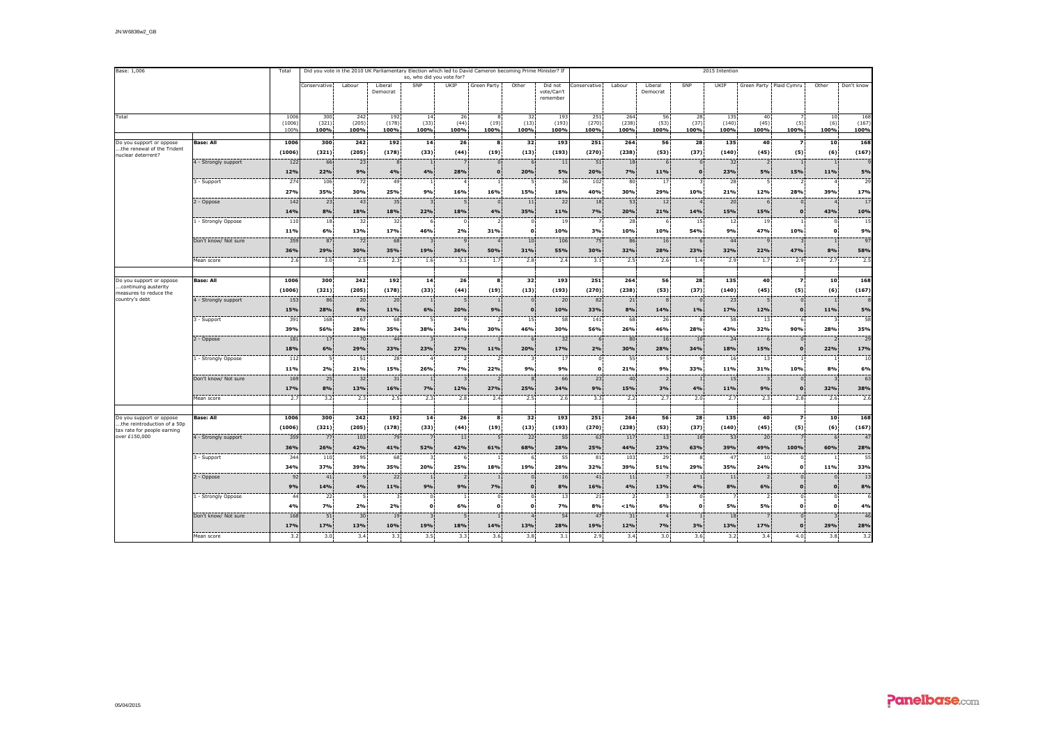| Base: 1,006 | | Total | Did you vote in the 2010 UK Parliamentary Election which led to David Cameron becoming Prime Minister? If so, who did you vote for? | | | | | | | | 2015 Intention | | | | | | | | |
|---|---|---|---|---|---|---|---|---|---|---|---|---|---|---|---|---|---|---|---|
| | | | Conservative | Labour | Liberal Democrat | SNP | UKIP | Green Party | Other | Did not vote/Can't remember | Conservative | Labour | Liberal Democrat | SNP | UKIP | Green Party | Plaid Cymru | Other | Don't know |
| Total | | 1006 (1006) 100% | 300 (321) 100% | 242 (205) 100% | 192 (178) 100% | 14 (33) 100% | 26 (44) 100% | 8 (19) 100% | 32 (13) 100% | 193 (193) 100% | 251 (270) 100% | 264 (238) 100% | 56 (53) 100% | 28 (37) 100% | 135 (140) 100% | 40 (45) 100% | 7 (5) 100% | 10 (6) 100% | 168 (167) 100% |
| Do you support or oppose ...the renewal of the Trident nuclear deterrent? | Base: All | 1006 (1006) | 300 (321) | 242 (205) | 192 (178) | 14 (33) | 26 (44) | 8 (19) | 32 (13) | 193 (193) | 251 (270) | 264 (238) | 56 (53) | 28 (37) | 135 (140) | 40 (45) | 7 (5) | 10 (6) | 168 (167) |
| | 4 - Strongly support | 122 12% | 66 22% | 23 9% | 8 4% | 1 4% | 7 28% | 0 0 | 6 20% | 11 5% | 51 20% | 18 7% | 6 11% | 0 0 | 32 23% | 2 5% | 1 15% | 1 11% | 9 5% |
| | 3 - Support | 274 27% | 106 35% | 72 30% | 49 25% | 1 9% | 4 16% | 1 16% | 5 15% | 36 18% | 102 40% | 80 30% | 17 29% | 3 10% | 28 21% | 5 12% | 2 28% | 4 39% | 29 17% |
| | 2 - Oppose | 142 14% | 23 8% | 43 18% | 35 18% | 3 22% | 5 18% | 0 4% | 11 35% | 22 11% | 18 7% | 53 20% | 12 21% | 4 14% | 20 15% | 6 15% | 0 0 | 4 43% | 17 10% |
| | 1 - Strongly Oppose | 110 11% | 18 6% | 32 13% | 32 17% | 6 46% | 0 2% | 2 31% | 0 0 | 19 10% | 7 3% | 28 10% | 6 10% | 15 54% | 12 9% | 19 47% | 1 10% | 0 0 | 15 9% |
| | Don't know/ Not sure | 359 36% | 87 29% | 72 30% | 68 35% | 3 19% | 9 36% | 4 50% | 10 31% | 106 55% | 75 30% | 86 32% | 16 28% | 6 23% | 44 32% | 9 22% | 3 47% | 1 8% | 97 58% |
| | Mean score | 2.6 | 3.0 | 2.5 | 2.3 | 1.6 | 3.1 | 1.7 | 2.8 | 2.4 | 3.1 | 2.5 | 2.6 | 1.4 | 2.9 | 1.7 | 2.9 | 2.7 | 2.5 |
| Do you support or oppose ...continuing austerity measures to reduce the country's debt | Base: All | 1006 (1006) | 300 (321) | 242 (205) | 192 (178) | 14 (33) | 26 (44) | 8 (19) | 32 (13) | 193 (193) | 251 (270) | 264 (238) | 56 (53) | 28 (37) | 135 (140) | 40 (45) | 7 (5) | 10 (6) | 168 (167) |
| | 4 - Strongly support | 153 15% | 86 28% | 20 8% | 20 11% | 1 6% | 5 20% | 1 9% | 0 0 | 20 10% | 82 33% | 21 8% | 8 14% | 0 1% | 23 17% | 5 12% | 0 0 | 1 11% | 8 5% |
| | 3 - Support | 391 39% | 168 56% | 67 28% | 68 35% | 5 38% | 9 34% | 2 30% | 15 46% | 58 30% | 141 56% | 68 26% | 26 46% | 8 28% | 58 43% | 13 32% | 6 90% | 3 28% | 58 35% |
| | 2 - Oppose | 181 18% | 17 6% | 70 29% | 44 23% | 3 23% | 7 27% | 1 11% | 6 20% | 32 17% | 6 2% | 80 30% | 16 28% | 10 34% | 24 18% | 6 15% | 0 0 | 2 22% | 29 17% |
| | 1 - Strongly Oppose | 112 11% | 5 2% | 51 21% | 28 15% | 4 26% | 2 7% | 2 22% | 3 9% | 17 9% | 0 0 | 55 21% | 5 9% | 9 33% | 16 11% | 13 31% | 1 10% | 1 8% | 10 6% |
| | Don't know/ Not sure | 169 17% | 25 8% | 32 13% | 31 16% | 1 7% | 3 12% | 2 27% | 8 25% | 66 34% | 23 9% | 40 15% | 2 3% | 1 4% | 15 11% | 3 9% | 0 0 | 3 32% | 63 38% |
| | Mean score | 2.7 | 3.2 | 2.3 | 2.5 | 2.3 | 2.8 | 2.4 | 2.5 | 2.6 | 3.3 | 2.2 | 2.7 | 2.0 | 2.7 | 2.3 | 2.8 | 2.6 | 2.6 |
| Do you support or oppose ...the reintroduction of a 50p tax rate for people earning over £150,000 | Base: All | 1006 (1006) | 300 (321) | 242 (205) | 192 (178) | 14 (33) | 26 (44) | 8 (19) | 32 (13) | 193 (193) | 251 (270) | 264 (238) | 56 (53) | 28 (37) | 135 (140) | 40 (45) | 7 (5) | 10 (6) | 168 (167) |
| | 4 - Strongly support | 359 36% | 77 26% | 103 42% | 79 41% | 7 52% | 11 42% | 5 61% | 22 68% | 55 28% | 63 25% | 117 44% | 13 23% | 18 63% | 53 39% | 20 49% | 7 100% | 6 60% | 47 28% |
| | 3 - Support | 344 34% | 110 37% | 95 39% | 68 35% | 3 20% | 6 25% | 1 18% | 6 19% | 55 28% | 81 32% | 103 39% | 29 51% | 8 29% | 47 35% | 10 24% | 0 0 | 1 11% | 55 33% |
| | 2 - Oppose | 92 9% | 41 14% | 9 4% | 22 11% | 1 9% | 2 9% | 1 7% | 0 0 | 16 8% | 41 16% | 11 4% | 7 13% | 1 4% | 11 8% | 2 6% | 0 0 | 0 0 | 13 8% |
| | 1 - Strongly Oppose | 44 4% | 22 7% | 5 2% | 3 2% | 0 0 | 1 6% | 0 0 | 0 0 | 13 7% | 21 8% | 2 <1% | 3 6% | 0 0 | 7 5% | 2 5% | 0 0 | 0 0 | 6 4% |
| | Don't know/ Not sure | 168 17% | 51 17% | 30 13% | 19 10% | 3 19% | 5 18% | 1 14% | 4 13% | 54 28% | 47 19% | 31 12% | 4 7% | 1 3% | 18 13% | 7 17% | 0 0 | 3 29% | 46 28% |
| | Mean score | 3.2 | 3.0 | 3.4 | 3.3 | 3.5 | 3.3 | 3.6 | 3.8 | 3.1 | 2.9 | 3.4 | 3.0 | 3.6 | 3.2 | 3.4 | 4.0 | 3.8 | 3.2 |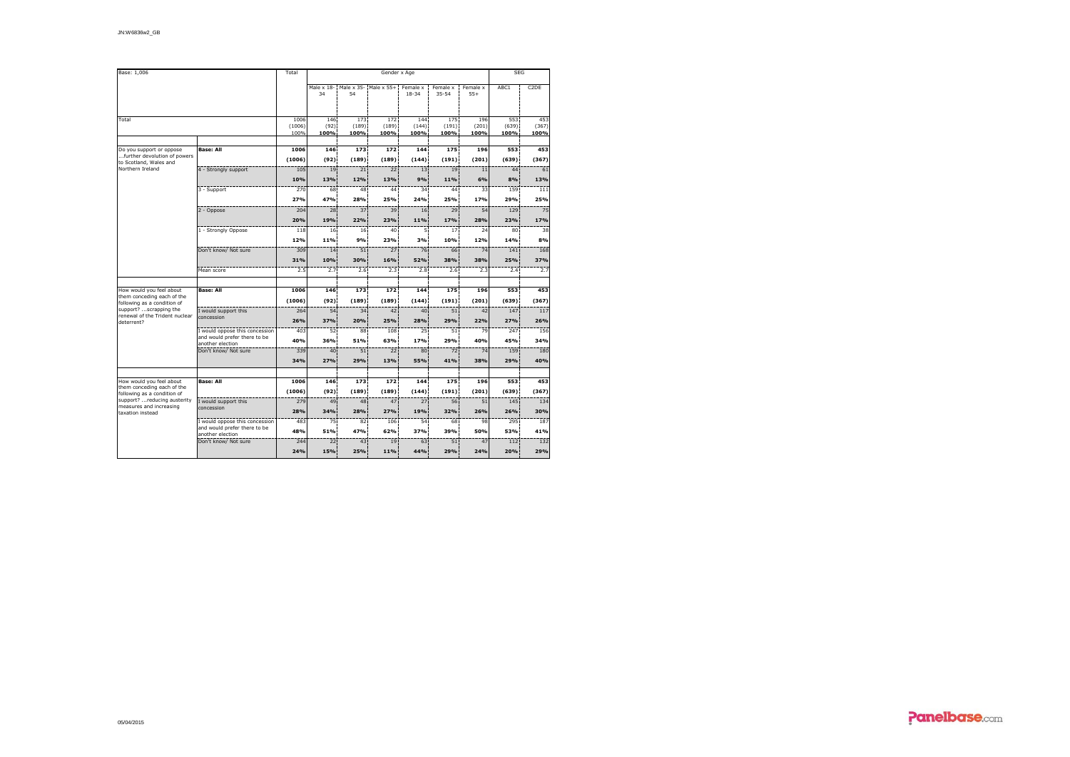JN:W6836w2_GB

| Base: 1,006 | | Total | Gender x Age | | | | | | SEG | |
|---|---|---|---|---|---|---|---|---|---|---|
| | | | Male x 18-34 | Male x 35-54 | Male x 55+ | Female x 18-34 | Female x 35-54 | Female x 55+ | ABC1 | C2DE |
| Total | | 1006 | 146 | 173 | 172 | 144 | 175 | 196 | 553 | 453 |
| | | (1006) | (92) | (189) | (189) | (144) | (191) | (201) | (639) | (367) |
| | | 100% | 100% | 100% | 100% | 100% | 100% | 100% | 100% | 100% |
| Do you support or oppose ...further devolution of powers to Scotland, Wales and Northern Ireland | **Base: All** | **1006** | **146** | **173** | **172** | **144** | **175** | **196** | **553** | **453** |
| | | **(1006)** | **(92)** | **(189)** | **(189)** | **(144)** | **(191)** | **(201)** | **(639)** | **(367)** |
| | 4 - Strongly support | 105 | 19 | 21 | 22 | 13 | 19 | 11 | 44 | 61 |
| | | **10%** | **13%** | **12%** | **13%** | **9%** | **11%** | **6%** | **8%** | **13%** |
| | 3 - Support | 270 | 68 | 48 | 44 | 34 | 44 | 33 | 159 | 111 |
| | | **27%** | **47%** | **28%** | **25%** | **24%** | **25%** | **17%** | **29%** | **25%** |
| | 2 - Oppose | 204 | 28 | 37 | 39 | 16 | 29 | 54 | 129 | 75 |
| | | **20%** | **19%** | **22%** | **23%** | **11%** | **17%** | **28%** | **23%** | **17%** |
| | 1 - Strongly Oppose | 118 | 16 | 16 | 40 | 5 | 17 | 24 | 80 | 38 |
| | | **12%** | **11%** | **9%** | **23%** | **3%** | **10%** | **12%** | **14%** | **8%** |
| | Don't know/ Not sure | 309 | 14 | 51 | 27 | 76 | 66 | 74 | 141 | 168 |
| | | **31%** | **10%** | **30%** | **16%** | **52%** | **38%** | **38%** | **25%** | **37%** |
| | Mean score | 2.5 | 2.7 | 2.6 | 2.3 | 2.8 | 2.6 | 2.3 | 2.4 | 2.7 |
| How would you feel about them conceding each of the following as a condition of support? ...scrapping the renewal of the Trident nuclear deterrent? | **Base: All** | **1006** | **146** | **173** | **172** | **144** | **175** | **196** | **553** | **453** |
| | | **(1006)** | **(92)** | **(189)** | **(189)** | **(144)** | **(191)** | **(201)** | **(639)** | **(367)** |
| | I would support this concession | 264 | 54 | 34 | 42 | 40 | 51 | 42 | 147 | 117 |
| | | **26%** | **37%** | **20%** | **25%** | **28%** | **29%** | **22%** | **27%** | **26%** |
| | I would oppose this concession and would prefer there to be another election | 403 | 52 | 88 | 108 | 25 | 51 | 79 | 247 | 156 |
| | | **40%** | **36%** | **51%** | **63%** | **17%** | **29%** | **40%** | **45%** | **34%** |
| | Don't know/ Not sure | 339 | 40 | 51 | 22 | 80 | 72 | 74 | 159 | 180 |
| | | **34%** | **27%** | **29%** | **13%** | **55%** | **41%** | **38%** | **29%** | **40%** |
| How would you feel about them conceding each of the following as a condition of support? ...reducing austerity measures and increasing taxation instead | **Base: All** | **1006** | **146** | **173** | **172** | **144** | **175** | **196** | **553** | **453** |
| | | **(1006)** | **(92)** | **(189)** | **(189)** | **(144)** | **(191)** | **(201)** | **(639)** | **(367)** |
| | I would support this concession | 279 | 49 | 48 | 47 | 27 | 56 | 51 | 145 | 134 |
| | | **28%** | **34%** | **28%** | **27%** | **19%** | **32%** | **26%** | **26%** | **30%** |
| | I would oppose this concession and would prefer there to be another election | 483 | 75 | 82 | 106 | 54 | 68 | 98 | 295 | 187 |
| | | **48%** | **51%** | **47%** | **62%** | **37%** | **39%** | **50%** | **53%** | **41%** |
| | Don't know/ Not sure | 244 | 22 | 43 | 19 | 63 | 51 | 47 | 112 | 132 |
| | | **24%** | **15%** | **25%** | **11%** | **44%** | **29%** | **24%** | **20%** | **29%** |

05/04/2015

Panelbase.com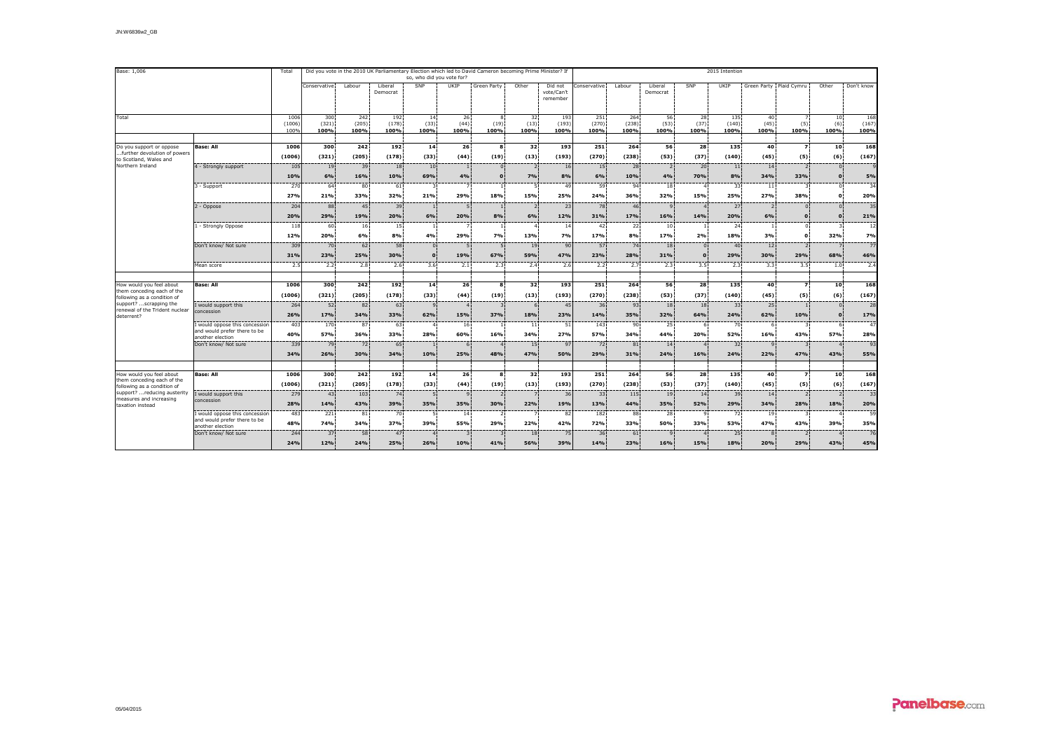Base: 1,006

| | | Total | Did you vote in the 2010 UK Parliamentary Election which led to David Cameron becoming Prime Minister? If so, who did you vote for? | | | | | | | | 2015 Intention | | | | | | | | |
|---|---|---|---|---|---|---|---|---|---|---|---|---|---|---|---|---|---|---|---|
| | | | Conservative | Labour | Liberal Democrat | SNP | UKIP | Green Party | Other | Did not vote/Can't remember | Conservative | Labour | Liberal Democrat | SNP | UKIP | Green Party | Plaid Cymru | Other | Don't know |
| Total | | 1006 (1006) 100% | 300 (321) 100% | 242 (205) 100% | 192 (178) 100% | 14 (33) 100% | 26 (44) 100% | 8 (19) 100% | 32 (13) 100% | 193 (193) 100% | 251 (270) 100% | 264 (238) 100% | 56 (53) 100% | 28 (37) 100% | 135 (140) 100% | 40 (45) 100% | 7 (5) 100% | 10 (6) 100% | 168 (167) 100% |
| Do you support or oppose ...further devolution of powers to Scotland, Wales and Northern Ireland | **Base: All** | **1006 (1006)** | **300 (321)** | **242 (205)** | **192 (178)** | **14 (33)** | **26 (44)** | **8 (19)** | **32 (13)** | **193 (193)** | **251 (270)** | **264 (238)** | **56 (53)** | **28 (37)** | **135 (140)** | **40 (45)** | **7 (5)** | **10 (6)** | **168 (167)** |
| | 4 - Strongly support | 105 **10%** | 19 **6%** | 39 **16%** | 18 **10%** | 10 **69%** | 1 **4%** | 0 **0** | 2 **7%** | 16 **8%** | 15 **6%** | 26 **10%** | 2 **4%** | 20 **70%** | 11 **8%** | 14 **34%** | 2 **33%** | 0 **0** | 9 **5%** |
| | 3 - Support | 270 **27%** | 64 **21%** | 80 **33%** | 61 **32%** | 3 **21%** | 7 **29%** | 1 **18%** | 5 **15%** | 49 **25%** | 59 **24%** | 94 **36%** | 18 **32%** | 4 **15%** | 33 **25%** | 11 **27%** | 3 **38%** | 0 **0** | 34 **20%** |
| | 2 - Oppose | 204 **20%** | 88 **29%** | 45 **19%** | 39 **20%** | 1 **6%** | 5 **20%** | 1 **8%** | 2 **6%** | 23 **12%** | 78 **31%** | 46 **17%** | 9 **16%** | 4 **14%** | 27 **20%** | 2 **6%** | 0 **0** | 0 **0** | 35 **21%** |
| | 1 - Strongly Oppose | 118 **12%** | 60 **20%** | 16 **6%** | 15 **8%** | 1 **4%** | 7 **29%** | 1 **7%** | 4 **13%** | 14 **7%** | 42 **17%** | 22 **8%** | 10 **17%** | 1 **2%** | 24 **18%** | 1 **3%** | 0 **0** | 3 **32%** | 12 **7%** |
| | Don't know/ Not sure | 309 **31%** | 70 **23%** | 62 **25%** | 58 **30%** | 0 **0** | 5 **19%** | 5 **67%** | 19 **59%** | 90 **47%** | 57 **23%** | 74 **28%** | 18 **31%** | 0 **0** | 40 **29%** | 12 **30%** | 2 **29%** | 7 **68%** | 77 **46%** |
| | Mean score | 2.5 | 2.2 | 2.8 | 2.6 | 3.6 | 2.1 | 2.3 | 2.4 | 2.6 | 2.2 | 2.7 | 2.3 | 3.5 | 2.3 | 3.3 | 3.5 | 1.0 | 2.4 |
| How would you feel about them conceding each of the following as a condition of support? ...scrapping the renewal of the Trident nuclear deterrent? | **Base: All** | **1006 (1006)** | **300 (321)** | **242 (205)** | **192 (178)** | **14 (33)** | **26 (44)** | **8 (19)** | **32 (13)** | **193 (193)** | **251 (270)** | **264 (238)** | **56 (53)** | **28 (37)** | **135 (140)** | **40 (45)** | **7 (5)** | **10 (6)** | **168 (167)** |
| | I would support this concession | 264 **26%** | 52 **17%** | 82 **34%** | 63 **33%** | 9 **62%** | 4 **15%** | 3 **37%** | 6 **18%** | 45 **23%** | 36 **14%** | 93 **35%** | 18 **32%** | 18 **64%** | 33 **24%** | 25 **62%** | 1 **10%** | 0 **0** | 28 **17%** |
| | I would oppose this concession and would prefer there to be another election | 403 **40%** | 170 **57%** | 87 **36%** | 63 **33%** | 4 **28%** | 16 **60%** | 1 **16%** | 11 **34%** | 51 **27%** | 143 **57%** | 90 **34%** | 25 **44%** | 6 **20%** | 70 **52%** | 6 **16%** | 3 **43%** | 6 **57%** | 47 **28%** |
| | Don't know/ Not sure | 339 **34%** | 79 **26%** | 72 **30%** | 65 **34%** | 1 **10%** | 6 **25%** | 4 **48%** | 15 **47%** | 97 **50%** | 72 **29%** | 81 **31%** | 14 **24%** | 4 **16%** | 32 **24%** | 9 **22%** | 3 **47%** | 4 **43%** | 93 **55%** |
| How would you feel about them conceding each of the following as a condition of support? ...reducing austerity measures and increasing taxation instead | **Base: All** | **1006 (1006)** | **300 (321)** | **242 (205)** | **192 (178)** | **14 (33)** | **26 (44)** | **8 (19)** | **32 (13)** | **193 (193)** | **251 (270)** | **264 (238)** | **56 (53)** | **28 (37)** | **135 (140)** | **40 (45)** | **7 (5)** | **10 (6)** | **168 (167)** |
| | I would support this concession | 279 **28%** | 43 **14%** | 103 **43%** | 74 **39%** | 5 **35%** | 9 **35%** | 2 **30%** | 7 **22%** | 36 **19%** | 33 **13%** | 115 **44%** | 19 **35%** | 14 **52%** | 39 **29%** | 14 **34%** | 2 **28%** | 2 **18%** | 33 **20%** |
| | I would oppose this concession and would prefer there to be another election | 483 **48%** | 221 **74%** | 81 **34%** | 70 **37%** | 5 **39%** | 14 **55%** | 2 **29%** | 7 **22%** | 82 **42%** | 182 **72%** | 88 **33%** | 28 **50%** | 9 **33%** | 72 **53%** | 19 **47%** | 3 **43%** | 4 **39%** | 59 **35%** |
| | Don't know/ Not sure | 244 **24%** | 37 **12%** | 58 **24%** | 47 **25%** | 4 **26%** | 3 **10%** | 3 **41%** | 18 **56%** | 75 **39%** | 36 **14%** | 61 **23%** | 9 **16%** | 4 **15%** | 25 **18%** | 8 **20%** | 2 **29%** | 4 **43%** | 76 **45%** |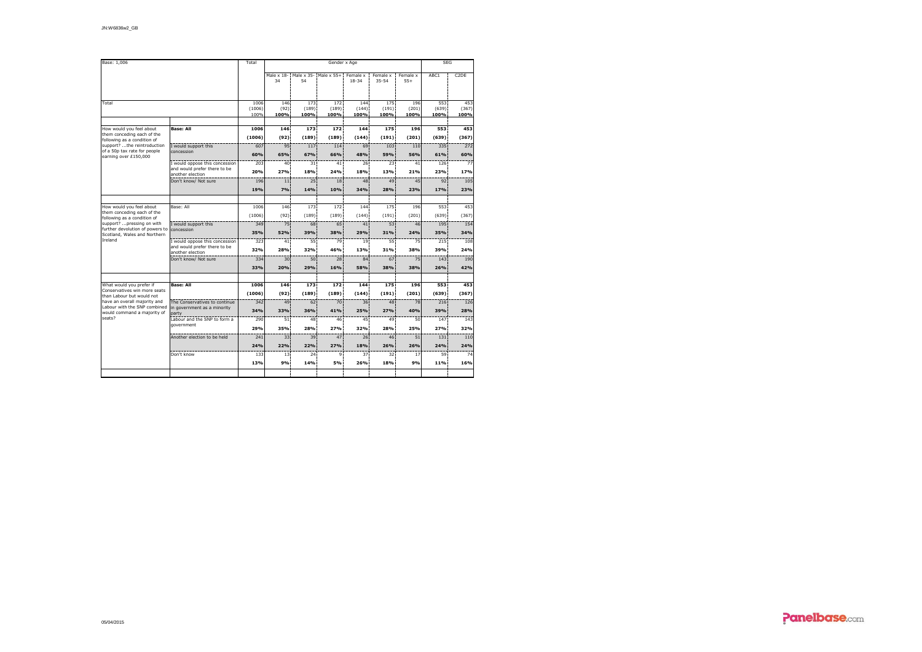JN:W6836w2_GB

| Base: 1,006 | | Total | Gender x Age | | | | | | SEG | |
|---|---|---|---|---|---|---|---|---|---|---|
| | | | Male x 18-34 | Male x 35-54 | Male x 55+ | Female x 18-34 | Female x 35-54 | Female x 55+ | ABC1 | C2DE |
| Total | | 1006 (1006) 100% | 146 (92) **100%** | 173 (189) **100%** | 172 (189) **100%** | 144 (144) **100%** | 175 (191) **100%** | 196 (201) **100%** | 553 (639) **100%** | 453 (367) **100%** |
| How would you feel about them conceding each of the following as a condition of support? ...the reintroduction of a 50p tax rate for people earning over £150,000 | **Base: All** | **1006** **(1006)** | **146** **(92)** | **173** **(189)** | **172** **(189)** | **144** **(144)** | **175** **(191)** | **196** **(201)** | **553** **(639)** | **453** **(367)** |
| | I would support this concession | 607 **60%** | 95 **65%** | 117 **67%** | 114 **66%** | 69 **48%** | 103 **59%** | 110 **56%** | 335 **61%** | 272 **60%** |
| | I would oppose this concession and would prefer there to be another election | 203 **20%** | 40 **27%** | 31 **18%** | 41 **24%** | 26 **18%** | 23 **13%** | 41 **21%** | 126 **23%** | 77 **17%** |
| | Don't know/ Not sure | 196 **19%** | 11 **7%** | 25 **14%** | 18 **10%** | 48 **34%** | 49 **28%** | 45 **23%** | 92 **17%** | 105 **23%** |
| How would you feel about them conceding each of the following as a condition of support? ...pressing on with further devolution of powers to Scotland, Wales and Northern Ireland | Base: All | 1006 (1006) | 146 (92) | 173 (189) | 172 (189) | 144 (144) | 175 (191) | 196 (201) | 553 (639) | 453 (367) |
| | I would support this concession | 349 **35%** | 75 **52%** | 68 **39%** | 65 **38%** | 41 **29%** | 53 **31%** | 46 **24%** | 195 **35%** | 154 **34%** |
| | I would oppose this concession and would prefer there to be another election | 323 **32%** | 41 **28%** | 55 **32%** | 79 **46%** | 19 **13%** | 55 **31%** | 75 **38%** | 215 **39%** | 108 **24%** |
| | Don't know/ Not sure | 334 **33%** | 30 **20%** | 50 **29%** | 28 **16%** | 84 **58%** | 67 **38%** | 75 **38%** | 143 **26%** | 190 **42%** |
| What would you prefer if Conservatives win more seats than Labour but would not have an overall majority and Labour with the SNP combined would command a majority of seats? | **Base: All** | **1006** **(1006)** | **146** **(92)** | **173** **(189)** | **172** **(189)** | **144** **(144)** | **175** **(191)** | **196** **(201)** | **553** **(639)** | **453** **(367)** |
| | The Conservatives to continue in government as a minority party | 342 **34%** | 49 **33%** | 62 **36%** | 70 **41%** | 36 **25%** | 48 **27%** | 78 **40%** | 216 **39%** | 126 **28%** |
| | Labour and the SNP to form a government | 290 **29%** | 51 **35%** | 48 **28%** | 46 **27%** | 45 **32%** | 49 **28%** | 50 **25%** | 147 **27%** | 143 **32%** |
| | Another election to be held | 241 **24%** | 33 **22%** | 39 **22%** | 47 **27%** | 26 **18%** | 46 **26%** | 51 **26%** | 131 **24%** | 110 **24%** |
| | Don't know | 133 **13%** | 13 **9%** | 24 **14%** | 9 **5%** | 37 **26%** | 32 **18%** | 17 **9%** | 59 **11%** | 74 **16%** |

05/04/2015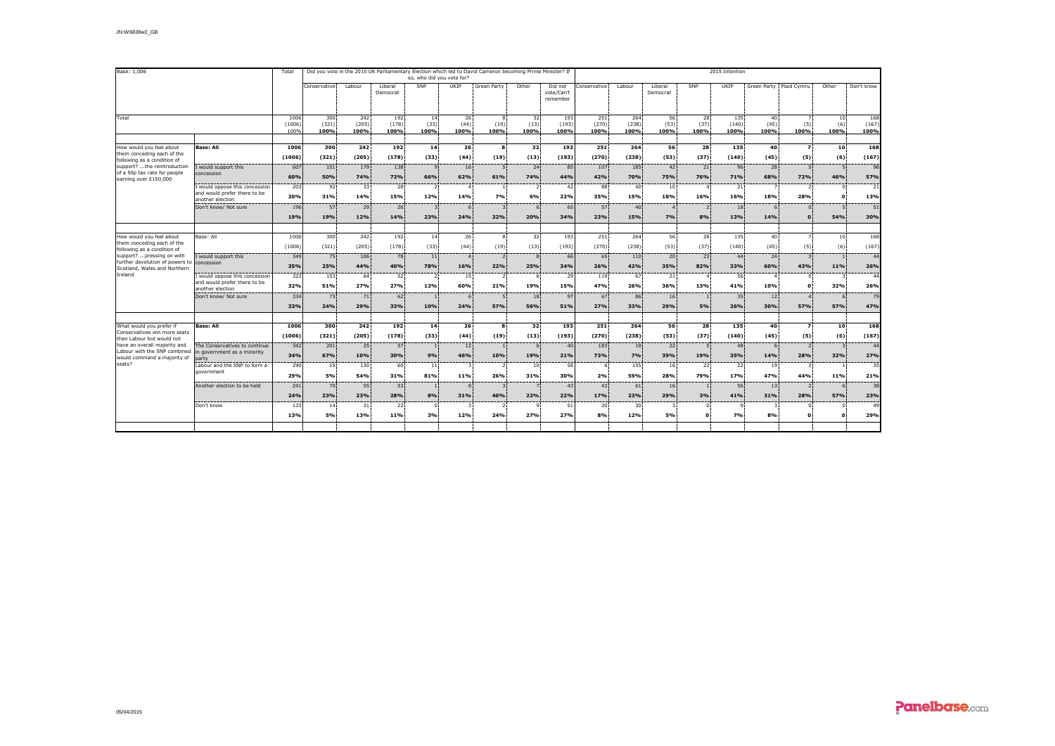| Base: 1,006 | | Total | Did you vote in the 2010 UK Parliamentary Election which led to David Cameron becoming Prime Minister? If so, who did you vote for? | | | | | | | | 2015 Intention | | | | | | | | |
|---|---|---|---|---|---|---|---|---|---|---|---|---|---|---|---|---|---|---|
| | | | Conservative | Labour | Liberal Democrat | SNP | UKIP | Green Party | Other | Did not vote/Can't remember | Conservative | Labour | Liberal Democrat | SNP | UKIP | Green Party | Plaid Cymru | Other | Don't know |
| Total | | 1006 (1006) 100% | 300 (321) 100% | 242 (205) 100% | 192 (178) 100% | 14 (33) 100% | 26 (44) 100% | 8 (19) 100% | 32 (13) 100% | 193 (193) 100% | 251 (270) 100% | 264 (238) 100% | 56 (53) 100% | 28 (37) 100% | 135 (140) 100% | 40 (45) 100% | 7 (5) 100% | 10 (6) 100% | 168 (167) 100% |
| How would you feel about them conceding each of the following as a condition of support? ...the reintroduction of a 50p tax rate for people earning over £150,000 | **Base: All** | **1006** **(1006)** | **300** **(321)** | **242** **(205)** | **192** **(178)** | **14** **(33)** | **26** **(44)** | **8** **(19)** | **32** **(13)** | **193** **(193)** | **251** **(270)** | **264** **(238)** | **56** **(53)** | **28** **(37)** | **135** **(140)** | **40** **(45)** | **7** **(5)** | **10** **(6)** | **168** **(167)** |
| | I would support this concession | 607 **60%** | 151 **50%** | 179 **74%** | 138 **72%** | 9 **66%** | 16 **62%** | 5 **61%** | 24 **74%** | 85 **44%** | 107 **42%** | 185 **70%** | 42 **75%** | 21 **76%** | 96 **71%** | 28 **68%** | 5 **72%** | 5 **46%** | 96 **57%** |
| | I would oppose this concession and would prefer there to be another election | 203 **20%** | 92 **31%** | 33 **14%** | 28 **15%** | 2 **12%** | 4 **14%** | 1 **7%** | 2 **6%** | 42 **22%** | 88 **35%** | 40 **15%** | 10 **18%** | 4 **16%** | 21 **16%** | 7 **18%** | 2 **28%** | 0 **0** | 21 **13%** |
| | Don't know/ Not sure | 196 **19%** | 57 **19%** | 29 **12%** | 26 **14%** | 3 **23%** | 6 **24%** | 3 **32%** | 6 **20%** | 65 **34%** | 57 **23%** | 40 **15%** | 4 **7%** | 2 **8%** | 18 **13%** | 6 **14%** | 0 **0** | 5 **54%** | 51 **30%** |
| How would you feel about them conceding each of the following as a condition of support? ...pressing on with further devolution of powers to Scotland, Wales and Northern Ireland | Base: All | 1006 (1006) | 300 (321) | 242 (205) | 192 (178) | 14 (33) | 26 (44) | 8 (19) | 32 (13) | 193 (193) | 251 (270) | 264 (238) | 56 (53) | 28 (37) | 135 (140) | 40 (45) | 7 (5) | 10 (6) | 168 (167) |
| | I would support this concession | 349 **35%** | 75 **25%** | 106 **44%** | 78 **40%** | 11 **78%** | 4 **16%** | 2 **22%** | 8 **25%** | 66 **34%** | 65 **26%** | 110 **42%** | 20 **35%** | 23 **82%** | 44 **33%** | 24 **60%** | 3 **43%** | 1 **11%** | 44 **26%** |
| | I would oppose this concession and would prefer there to be another election | 323 **32%** | 153 **51%** | 64 **27%** | 52 **27%** | 2 **12%** | 15 **60%** | 2 **21%** | 6 **19%** | 29 **15%** | 119 **47%** | 67 **26%** | 21 **36%** | 4 **13%** | 56 **41%** | 4 **10%** | 0 **0** | 3 **32%** | 44 **26%** |
| | Don't know/ Not sure | 334 **33%** | 73 **24%** | 71 **29%** | 62 **33%** | 1 **10%** | 6 **24%** | 5 **57%** | 18 **56%** | 97 **51%** | 67 **27%** | 86 **33%** | 16 **29%** | 1 **5%** | 35 **26%** | 12 **30%** | 4 **57%** | 6 **57%** | 79 **47%** |
| What would you prefer if Conservatives win more seats than Labour but would not have an overall majority and Labour with the SNP combined would command a majority of seats? | **Base: All** | **1006** **(1006)** | **300** **(321)** | **242** **(205)** | **192** **(178)** | **14** **(33)** | **26** **(44)** | **8** **(19)** | **32** **(13)** | **193** **(193)** | **251** **(270)** | **264** **(238)** | **56** **(53)** | **28** **(37)** | **135** **(140)** | **40** **(45)** | **7** **(5)** | **10** **(6)** | **168** **(167)** |
| | The Conservatives to continue in government as a minority party | 342 **34%** | 201 **67%** | 25 **10%** | 57 **30%** | 1 **9%** | 12 **46%** | 1 **10%** | 6 **19%** | 40 **21%** | 183 **73%** | 18 **7%** | 22 **39%** | 5 **19%** | 48 **35%** | 6 **14%** | 2 **28%** | 3 **32%** | 44 **27%** |
| | Labour and the SNP to form a government | 290 **29%** | 15 **5%** | 130 **54%** | 60 **31%** | 11 **81%** | 3 **11%** | 2 **26%** | 10 **31%** | 58 **30%** | 6 **2%** | 155 **59%** | 16 **28%** | 22 **79%** | 22 **17%** | 19 **47%** | 3 **44%** | 1 **11%** | 35 **21%** |
| | Another election to be held | 241 **24%** | 70 **23%** | 55 **23%** | 53 **28%** | 1 **8%** | 8 **31%** | 3 **40%** | 7 **22%** | 43 **22%** | 43 **17%** | 61 **23%** | 16 **29%** | 1 **3%** | 56 **41%** | 13 **31%** | 2 **28%** | 6 **57%** | 38 **23%** |
| | Don't know | 133 **13%** | 14 **5%** | 31 **13%** | 22 **11%** | 0 **3%** | 3 **12%** | 2 **24%** | 9 **27%** | 51 **27%** | 20 **8%** | 30 **12%** | 3 **5%** | 0 **0** | 9 **7%** | 3 **8%** | 0 **0** | 0 **0** | 49 **29%** |